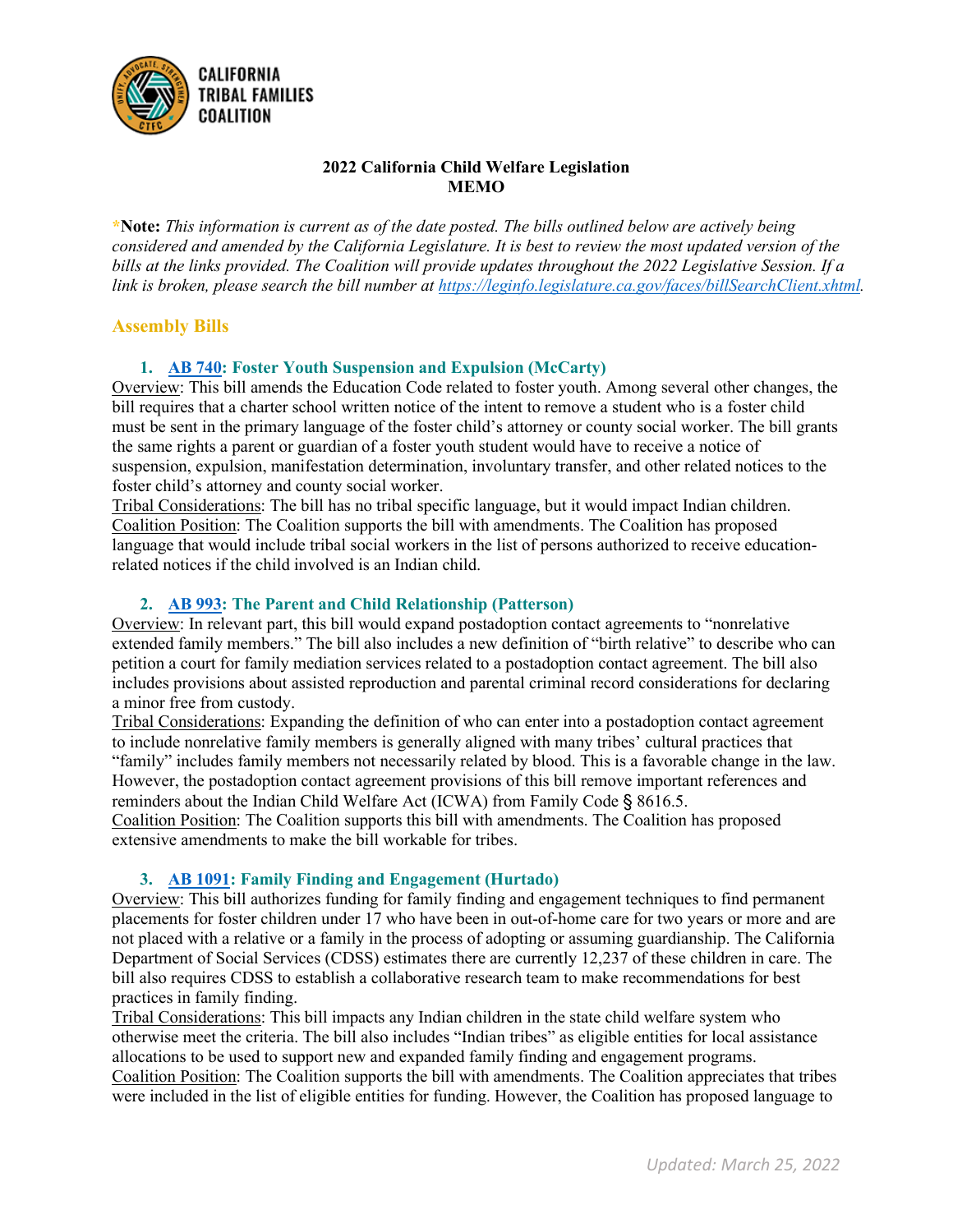**CALIFORNIA TRIBAL FAMILIES COALITION**

**2022 California Child Welfare Legislation**
**MEMO**

*__Note:__ *This information is current as of the date posted. The bills outlined below are actively being considered and amended by the California Legislature. It is best to review the most updated version of the bills at the links provided. The Coalition will provide updates throughout the 2022 Legislative Session. If a link is broken, please search the bill number at https://leginfo.legislature.ca.gov/faces/billSearchClient.xhtml.*

## Assembly Bills

### 1. AB 740: Foster Youth Suspension and Expulsion (McCarty)

Overview: This bill amends the Education Code related to foster youth. Among several other changes, the bill requires that a charter school written notice of the intent to remove a student who is a foster child must be sent in the primary language of the foster child's attorney or county social worker. The bill grants the same rights a parent or guardian of a foster youth student would have to receive a notice of suspension, expulsion, manifestation determination, involuntary transfer, and other related notices to the foster child's attorney and county social worker.

Tribal Considerations: The bill has no tribal specific language, but it would impact Indian children.

Coalition Position: The Coalition supports the bill with amendments. The Coalition has proposed language that would include tribal social workers in the list of persons authorized to receive education-related notices if the child involved is an Indian child.

### 2. AB 993: The Parent and Child Relationship (Patterson)

Overview: In relevant part, this bill would expand postadoption contact agreements to "nonrelative extended family members." The bill also includes a new definition of "birth relative" to describe who can petition a court for family mediation services related to a postadoption contact agreement. The bill also includes provisions about assisted reproduction and parental criminal record considerations for declaring a minor free from custody.

Tribal Considerations: Expanding the definition of who can enter into a postadoption contact agreement to include nonrelative family members is generally aligned with many tribes' cultural practices that "family" includes family members not necessarily related by blood. This is a favorable change in the law. However, the postadoption contact agreement provisions of this bill remove important references and reminders about the Indian Child Welfare Act (ICWA) from Family Code § 8616.5.

Coalition Position: The Coalition supports this bill with amendments. The Coalition has proposed extensive amendments to make the bill workable for tribes.

### 3. AB 1091: Family Finding and Engagement (Hurtado)

Overview: This bill authorizes funding for family finding and engagement techniques to find permanent placements for foster children under 17 who have been in out-of-home care for two years or more and are not placed with a relative or a family in the process of adopting or assuming guardianship. The California Department of Social Services (CDSS) estimates there are currently 12,237 of these children in care. The bill also requires CDSS to establish a collaborative research team to make recommendations for best practices in family finding.

Tribal Considerations: This bill impacts any Indian children in the state child welfare system who otherwise meet the criteria. The bill also includes "Indian tribes" as eligible entities for local assistance allocations to be used to support new and expanded family finding and engagement programs.

Coalition Position: The Coalition supports the bill with amendments. The Coalition appreciates that tribes were included in the list of eligible entities for funding. However, the Coalition has proposed language to

*Updated: March 25, 2022*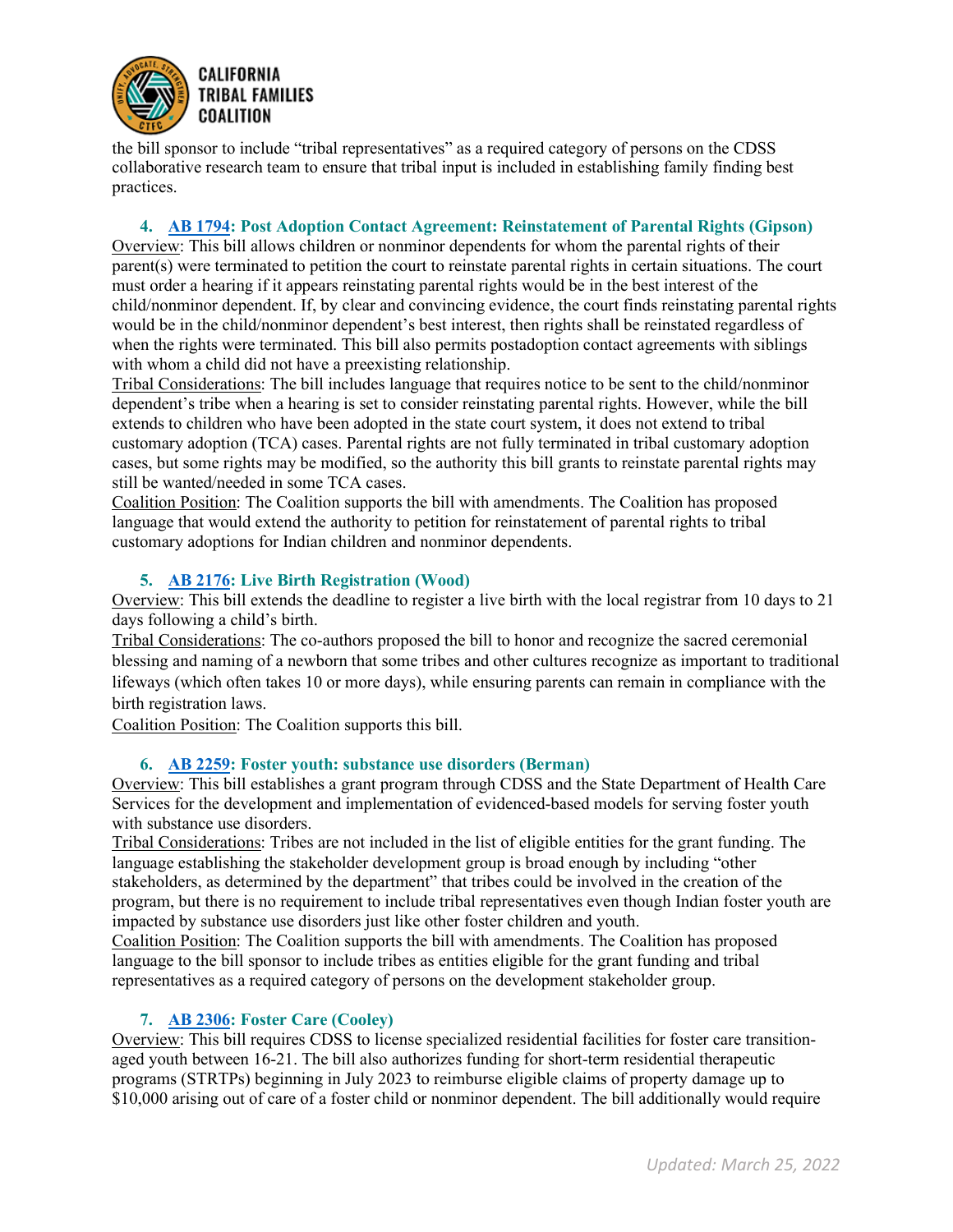the bill sponsor to include "tribal representatives" as a required category of persons on the CDSS collaborative research team to ensure that tribal input is included in establishing family finding best practices.

### 4. AB 1794: Post Adoption Contact Agreement: Reinstatement of Parental Rights (Gipson)

Overview: This bill allows children or nonminor dependents for whom the parental rights of their parent(s) were terminated to petition the court to reinstate parental rights in certain situations. The court must order a hearing if it appears reinstating parental rights would be in the best interest of the child/nonminor dependent. If, by clear and convincing evidence, the court finds reinstating parental rights would be in the child/nonminor dependent's best interest, then rights shall be reinstated regardless of when the rights were terminated. This bill also permits postadoption contact agreements with siblings with whom a child did not have a preexisting relationship.

Tribal Considerations: The bill includes language that requires notice to be sent to the child/nonminor dependent's tribe when a hearing is set to consider reinstating parental rights. However, while the bill extends to children who have been adopted in the state court system, it does not extend to tribal customary adoption (TCA) cases. Parental rights are not fully terminated in tribal customary adoption cases, but some rights may be modified, so the authority this bill grants to reinstate parental rights may still be wanted/needed in some TCA cases.

Coalition Position: The Coalition supports the bill with amendments. The Coalition has proposed language that would extend the authority to petition for reinstatement of parental rights to tribal customary adoptions for Indian children and nonminor dependents.

### 5. AB 2176: Live Birth Registration (Wood)

Overview: This bill extends the deadline to register a live birth with the local registrar from 10 days to 21 days following a child's birth.

Tribal Considerations: The co-authors proposed the bill to honor and recognize the sacred ceremonial blessing and naming of a newborn that some tribes and other cultures recognize as important to traditional lifeways (which often takes 10 or more days), while ensuring parents can remain in compliance with the birth registration laws.

Coalition Position: The Coalition supports this bill.

### 6. AB 2259: Foster youth: substance use disorders (Berman)

Overview: This bill establishes a grant program through CDSS and the State Department of Health Care Services for the development and implementation of evidenced-based models for serving foster youth with substance use disorders.

Tribal Considerations: Tribes are not included in the list of eligible entities for the grant funding. The language establishing the stakeholder development group is broad enough by including "other stakeholders, as determined by the department" that tribes could be involved in the creation of the program, but there is no requirement to include tribal representatives even though Indian foster youth are impacted by substance use disorders just like other foster children and youth.

Coalition Position: The Coalition supports the bill with amendments. The Coalition has proposed language to the bill sponsor to include tribes as entities eligible for the grant funding and tribal representatives as a required category of persons on the development stakeholder group.

### 7. AB 2306: Foster Care (Cooley)

Overview: This bill requires CDSS to license specialized residential facilities for foster care transition-aged youth between 16-21. The bill also authorizes funding for short-term residential therapeutic programs (STRTPs) beginning in July 2023 to reimburse eligible claims of property damage up to $10,000 arising out of care of a foster child or nonminor dependent. The bill additionally would require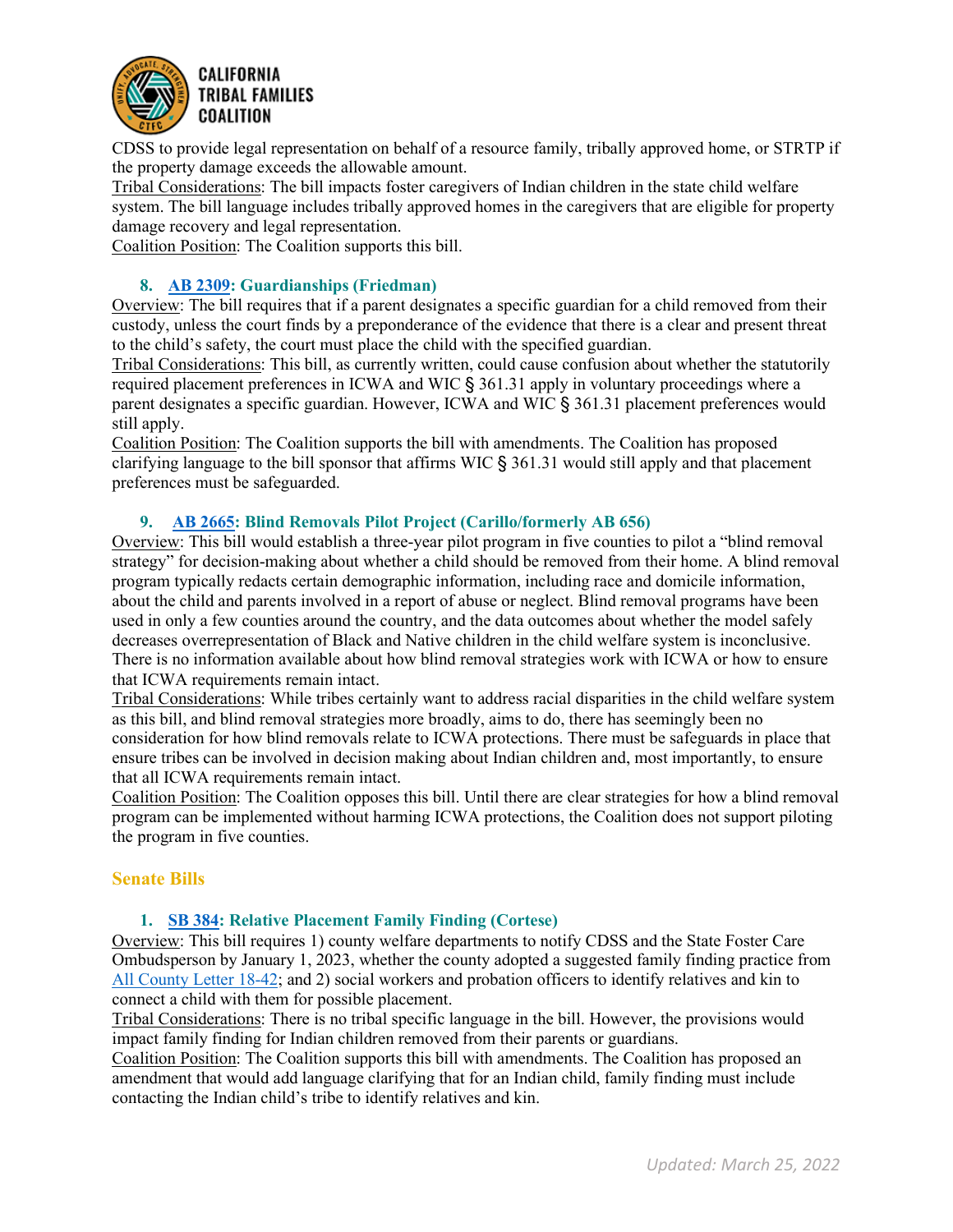CDSS to provide legal representation on behalf of a resource family, tribally approved home, or STRTP if the property damage exceeds the allowable amount.
Tribal Considerations: The bill impacts foster caregivers of Indian children in the state child welfare system. The bill language includes tribally approved homes in the caregivers that are eligible for property damage recovery and legal representation.
Coalition Position: The Coalition supports this bill.

### 8. AB 2309: Guardianships (Friedman)

Overview: The bill requires that if a parent designates a specific guardian for a child removed from their custody, unless the court finds by a preponderance of the evidence that there is a clear and present threat to the child's safety, the court must place the child with the specified guardian.
Tribal Considerations: This bill, as currently written, could cause confusion about whether the statutorily required placement preferences in ICWA and WIC § 361.31 apply in voluntary proceedings where a parent designates a specific guardian. However, ICWA and WIC § 361.31 placement preferences would still apply.
Coalition Position: The Coalition supports the bill with amendments. The Coalition has proposed clarifying language to the bill sponsor that affirms WIC § 361.31 would still apply and that placement preferences must be safeguarded.

### 9. AB 2665: Blind Removals Pilot Project (Carillo/formerly AB 656)

Overview: This bill would establish a three-year pilot program in five counties to pilot a "blind removal strategy" for decision-making about whether a child should be removed from their home. A blind removal program typically redacts certain demographic information, including race and domicile information, about the child and parents involved in a report of abuse or neglect. Blind removal programs have been used in only a few counties around the country, and the data outcomes about whether the model safely decreases overrepresentation of Black and Native children in the child welfare system is inconclusive. There is no information available about how blind removal strategies work with ICWA or how to ensure that ICWA requirements remain intact.
Tribal Considerations: While tribes certainly want to address racial disparities in the child welfare system as this bill, and blind removal strategies more broadly, aims to do, there has seemingly been no consideration for how blind removals relate to ICWA protections. There must be safeguards in place that ensure tribes can be involved in decision making about Indian children and, most importantly, to ensure that all ICWA requirements remain intact.
Coalition Position: The Coalition opposes this bill. Until there are clear strategies for how a blind removal program can be implemented without harming ICWA protections, the Coalition does not support piloting the program in five counties.

## Senate Bills

### 1. SB 384: Relative Placement Family Finding (Cortese)

Overview: This bill requires 1) county welfare departments to notify CDSS and the State Foster Care Ombudsperson by January 1, 2023, whether the county adopted a suggested family finding practice from All County Letter 18-42; and 2) social workers and probation officers to identify relatives and kin to connect a child with them for possible placement.
Tribal Considerations: There is no tribal specific language in the bill. However, the provisions would impact family finding for Indian children removed from their parents or guardians.
Coalition Position: The Coalition supports this bill with amendments. The Coalition has proposed an amendment that would add language clarifying that for an Indian child, family finding must include contacting the Indian child's tribe to identify relatives and kin.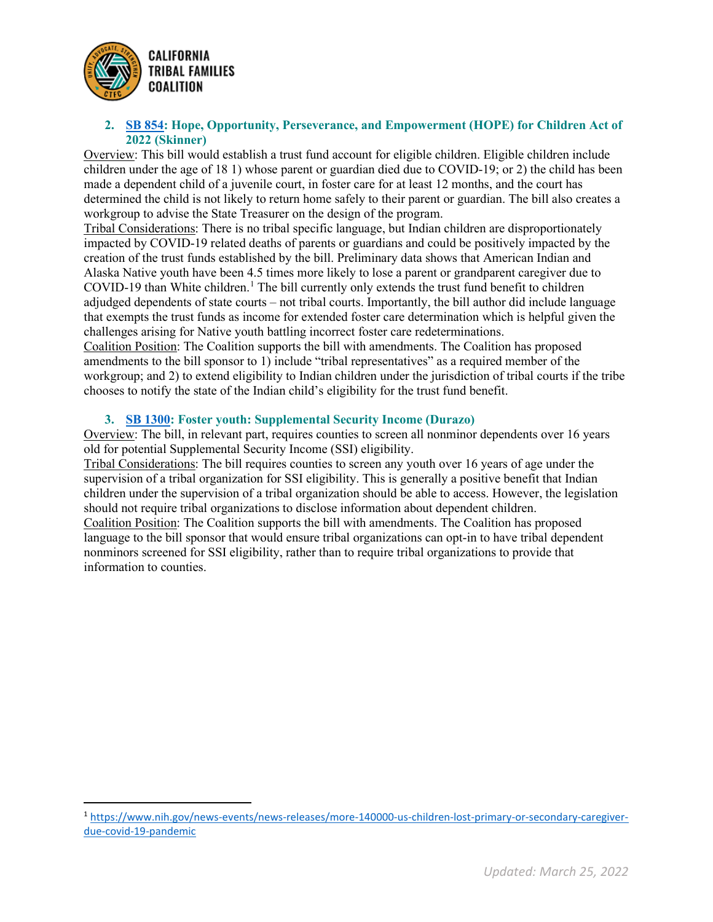2. **[SB 854](#): Hope, Opportunity, Perseverance, and Empowerment (HOPE) for Children Act of 2022 (Skinner)**

Overview: This bill would establish a trust fund account for eligible children. Eligible children include children under the age of 18 1) whose parent or guardian died due to COVID-19; or 2) the child has been made a dependent child of a juvenile court, in foster care for at least 12 months, and the court has determined the child is not likely to return home safely to their parent or guardian. The bill also creates a workgroup to advise the State Treasurer on the design of the program.

Tribal Considerations: There is no tribal specific language, but Indian children are disproportionately impacted by COVID-19 related deaths of parents or guardians and could be positively impacted by the creation of the trust funds established by the bill. Preliminary data shows that American Indian and Alaska Native youth have been 4.5 times more likely to lose a parent or grandparent caregiver due to COVID-19 than White children.[1] The bill currently only extends the trust fund benefit to children adjudged dependents of state courts – not tribal courts. Importantly, the bill author did include language that exempts the trust funds as income for extended foster care determination which is helpful given the challenges arising for Native youth battling incorrect foster care redeterminations.

Coalition Position: The Coalition supports the bill with amendments. The Coalition has proposed amendments to the bill sponsor to 1) include "tribal representatives" as a required member of the workgroup; and 2) to extend eligibility to Indian children under the jurisdiction of tribal courts if the tribe chooses to notify the state of the Indian child's eligibility for the trust fund benefit.

3. **[SB 1300](#): Foster youth: Supplemental Security Income (Durazo)**

Overview: The bill, in relevant part, requires counties to screen all nonminor dependents over 16 years old for potential Supplemental Security Income (SSI) eligibility.

Tribal Considerations: The bill requires counties to screen any youth over 16 years of age under the supervision of a tribal organization for SSI eligibility. This is generally a positive benefit that Indian children under the supervision of a tribal organization should be able to access. However, the legislation should not require tribal organizations to disclose information about dependent children.

Coalition Position: The Coalition supports the bill with amendments. The Coalition has proposed language to the bill sponsor that would ensure tribal organizations can opt-in to have tribal dependent nonminors screened for SSI eligibility, rather than to require tribal organizations to provide that information to counties.

[1] https://www.nih.gov/news-events/news-releases/more-140000-us-children-lost-primary-or-secondary-caregiver-due-covid-19-pandemic